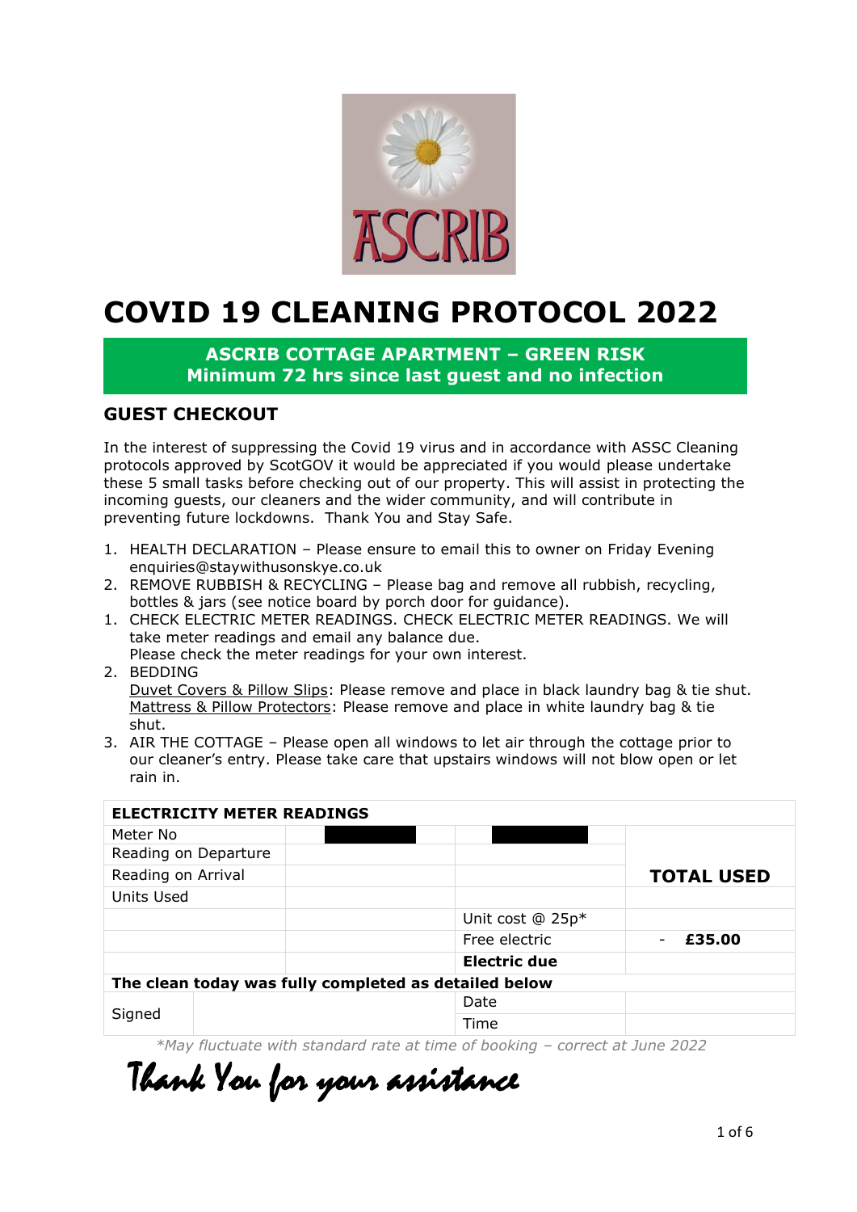# COVID 19 CLEANING PROTOCOL 2022

**ASCRIB COTTAGE APARTMENT – GREEN RISK**
**Minimum 72 hrs since last guest and no infection**

## GUEST CHECKOUT

In the interest of suppressing the Covid 19 virus and in accordance with ASSC Cleaning protocols approved by ScotGOV it would be appreciated if you would please undertake these 5 small tasks before checking out of our property. This will assist in protecting the incoming guests, our cleaners and the wider community, and will contribute in preventing future lockdowns. Thank You and Stay Safe.

1. HEALTH DECLARATION – Please ensure to email this to owner on Friday Evening enquiries@staywithusonskye.co.uk
2. REMOVE RUBBISH & RECYCLING – Please bag and remove all rubbish, recycling, bottles & jars (see notice board by porch door for guidance).
1. CHECK ELECTRIC METER READINGS. CHECK ELECTRIC METER READINGS. We will take meter readings and email any balance due.
   Please check the meter readings for your own interest.
2. BEDDING
   Duvet Covers & Pillow Slips: Please remove and place in black laundry bag & tie shut.
   Mattress & Pillow Protectors: Please remove and place in white laundry bag & tie shut.
3. AIR THE COTTAGE – Please open all windows to let air through the cottage prior to our cleaner's entry. Please take care that upstairs windows will not blow open or let rain in.

| ELECTRICITY METER READINGS | | | |
|---|---|---|---|
| Meter No | | | |
| Reading on Departure | | | |
| Reading on Arrival | | | **TOTAL USED** |
| Units Used | | | |
| | | Unit cost @ 25p* | |
| | | Free electric | - **£35.00** |
| | | **Electric due** | |
| **The clean today was fully completed as detailed below** | | | |
| Signed | | Date | |
| | | Time | |

*\*May fluctuate with standard rate at time of booking – correct at June 2022*

*Thank You for your assistance*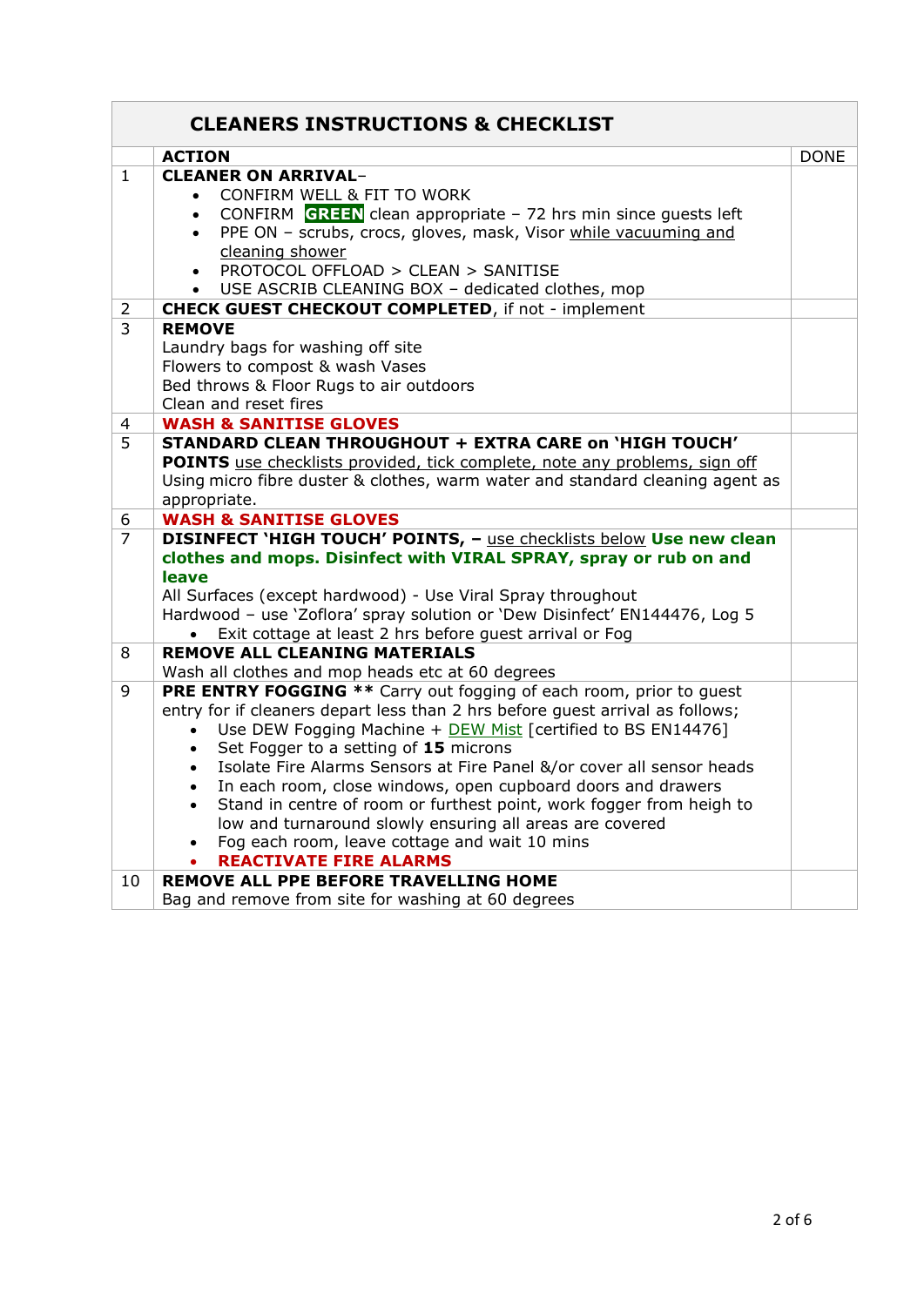| CLEANERS INSTRUCTIONS & CHECKLIST | | |
|---|---|---|
| | **ACTION** | DONE |
| 1 | **CLEANER ON ARRIVAL**–<br>• CONFIRM WELL & FIT TO WORK<br>• CONFIRM **GREEN** clean appropriate – 72 hrs min since guests left<br>• PPE ON – scrubs, crocs, gloves, mask, Visor while vacuuming and cleaning shower<br>• PROTOCOL OFFLOAD > CLEAN > SANITISE<br>• USE ASCRIB CLEANING BOX – dedicated clothes, mop | |
| 2 | **CHECK GUEST CHECKOUT COMPLETED**, if not - implement | |
| 3 | **REMOVE**<br>Laundry bags for washing off site<br>Flowers to compost & wash Vases<br>Bed throws & Floor Rugs to air outdoors<br>Clean and reset fires | |
| 4 | **WASH & SANITISE GLOVES** | |
| 5 | **STANDARD CLEAN THROUGHOUT + EXTRA CARE on 'HIGH TOUCH' POINTS** use checklists provided, tick complete, note any problems, sign off<br>Using micro fibre duster & clothes, warm water and standard cleaning agent as appropriate. | |
| 6 | **WASH & SANITISE GLOVES** | |
| 7 | **DISINFECT 'HIGH TOUCH' POINTS, –** use checklists below **Use new clean clothes and mops. Disinfect with VIRAL SPRAY, spray or rub on and leave**<br>All Surfaces (except hardwood) - Use Viral Spray throughout<br>Hardwood – use 'Zoflora' spray solution or 'Dew Disinfect' EN144476, Log 5<br>• Exit cottage at least 2 hrs before guest arrival or Fog | |
| 8 | **REMOVE ALL CLEANING MATERIALS**<br>Wash all clothes and mop heads etc at 60 degrees | |
| 9 | **PRE ENTRY FOGGING \*\*** Carry out fogging of each room, prior to guest entry for if cleaners depart less than 2 hrs before guest arrival as follows;<br>• Use DEW Fogging Machine + DEW Mist [certified to BS EN14476]<br>• Set Fogger to a setting of **15** microns<br>• Isolate Fire Alarms Sensors at Fire Panel &/or cover all sensor heads<br>• In each room, close windows, open cupboard doors and drawers<br>• Stand in centre of room or furthest point, work fogger from heigh to low and turnaround slowly ensuring all areas are covered<br>• Fog each room, leave cottage and wait 10 mins<br>• **REACTIVATE FIRE ALARMS** | |
| 10 | **REMOVE ALL PPE BEFORE TRAVELLING HOME**<br>Bag and remove from site for washing at 60 degrees | |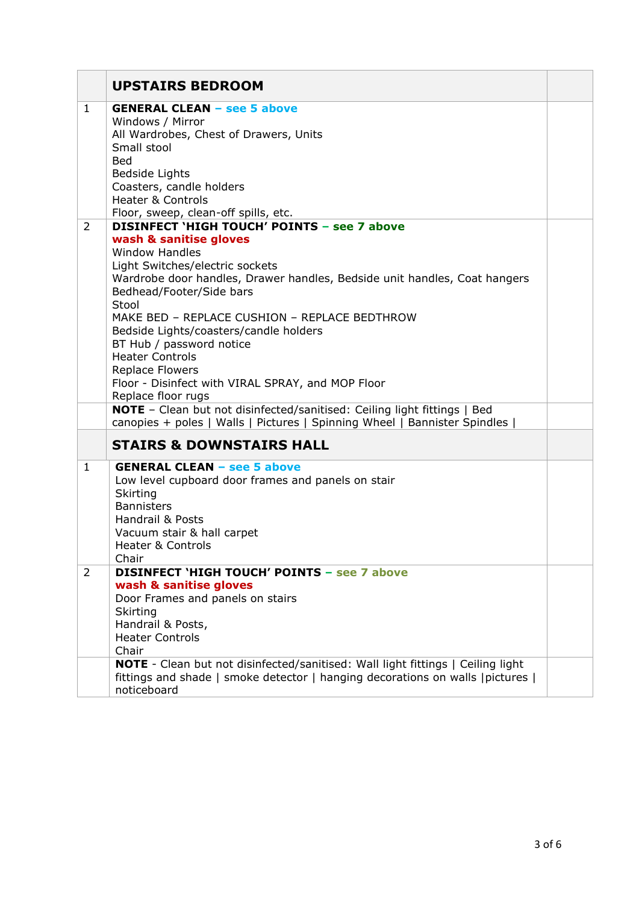| | UPSTAIRS BEDROOM | |
|---|---|---|
| 1 | **GENERAL CLEAN – see 5 above**<br>Windows / Mirror<br>All Wardrobes, Chest of Drawers, Units<br>Small stool<br>Bed<br>Bedside Lights<br>Coasters, candle holders<br>Heater & Controls<br>Floor, sweep, clean-off spills, etc. | |
| 2 | **DISINFECT 'HIGH TOUCH' POINTS – see 7 above**<br>**wash & sanitise gloves**<br>Window Handles<br>Light Switches/electric sockets<br>Wardrobe door handles, Drawer handles, Bedside unit handles, Coat hangers<br>Bedhead/Footer/Side bars<br>Stool<br>MAKE BED – REPLACE CUSHION – REPLACE BEDTHROW<br>Bedside Lights/coasters/candle holders<br>BT Hub / password notice<br>Heater Controls<br>Replace Flowers<br>Floor - Disinfect with VIRAL SPRAY, and MOP Floor<br>Replace floor rugs | |
| | **NOTE** – Clean but not disinfected/sanitised: Ceiling light fittings \| Bed canopies + poles \| Walls \| Pictures \| Spinning Wheel \| Bannister Spindles \| | |
| | **STAIRS & DOWNSTAIRS HALL** | |
| 1 | **GENERAL CLEAN – see 5 above**<br>Low level cupboard door frames and panels on stair<br>Skirting<br>Bannisters<br>Handrail & Posts<br>Vacuum stair & hall carpet<br>Heater & Controls<br>Chair | |
| 2 | **DISINFECT 'HIGH TOUCH' POINTS – see 7 above**<br>**wash & sanitise gloves**<br>Door Frames and panels on stairs<br>Skirting<br>Handrail & Posts,<br>Heater Controls<br>Chair | |
| | **NOTE** - Clean but not disinfected/sanitised: Wall light fittings \| Ceiling light fittings and shade \| smoke detector \| hanging decorations on walls \|pictures \| noticeboard | |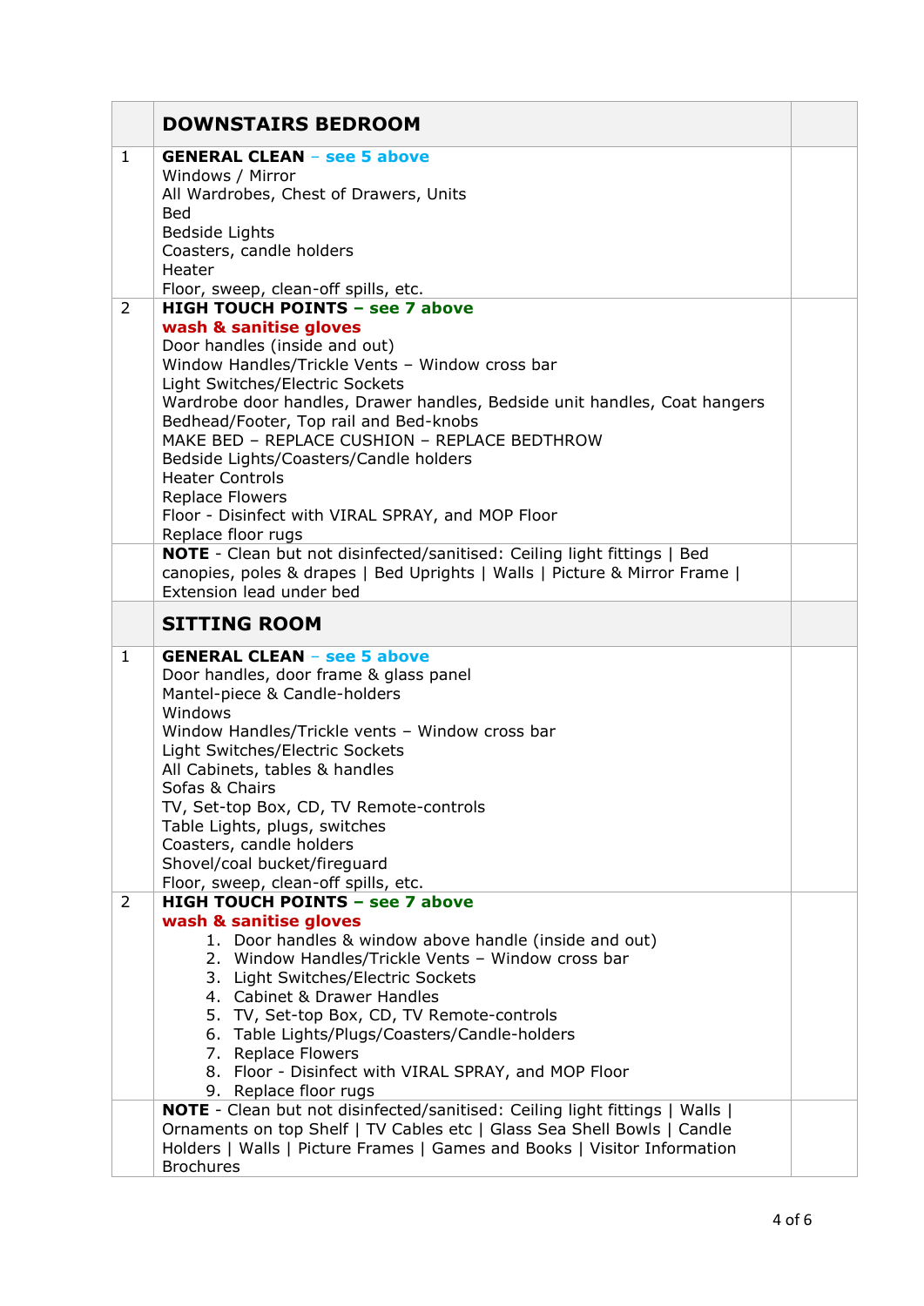| | DOWNSTAIRS BEDROOM | |
|---|---|---|
| 1 | **GENERAL CLEAN** – **see 5 above**<br>Windows / Mirror<br>All Wardrobes, Chest of Drawers, Units<br>Bed<br>Bedside Lights<br>Coasters, candle holders<br>Heater<br>Floor, sweep, clean-off spills, etc. | |
| 2 | **HIGH TOUCH POINTS – see 7 above**<br>**wash & sanitise gloves**<br>Door handles (inside and out)<br>Window Handles/Trickle Vents – Window cross bar<br>Light Switches/Electric Sockets<br>Wardrobe door handles, Drawer handles, Bedside unit handles, Coat hangers<br>Bedhead/Footer, Top rail and Bed-knobs<br>MAKE BED – REPLACE CUSHION – REPLACE BEDTHROW<br>Bedside Lights/Coasters/Candle holders<br>Heater Controls<br>Replace Flowers<br>Floor - Disinfect with VIRAL SPRAY, and MOP Floor<br>Replace floor rugs | |
| | **NOTE** - Clean but not disinfected/sanitised: Ceiling light fittings \| Bed canopies, poles & drapes \| Bed Uprights \| Walls \| Picture & Mirror Frame \| Extension lead under bed | |
| | **SITTING ROOM** | |
| 1 | **GENERAL CLEAN** – **see 5 above**<br>Door handles, door frame & glass panel<br>Mantel-piece & Candle-holders<br>Windows<br>Window Handles/Trickle vents – Window cross bar<br>Light Switches/Electric Sockets<br>All Cabinets, tables & handles<br>Sofas & Chairs<br>TV, Set-top Box, CD, TV Remote-controls<br>Table Lights, plugs, switches<br>Coasters, candle holders<br>Shovel/coal bucket/fireguard<br>Floor, sweep, clean-off spills, etc. | |
| 2 | **HIGH TOUCH POINTS – see 7 above**<br>**wash & sanitise gloves**<br>1. Door handles & window above handle (inside and out)<br>2. Window Handles/Trickle Vents – Window cross bar<br>3. Light Switches/Electric Sockets<br>4. Cabinet & Drawer Handles<br>5. TV, Set-top Box, CD, TV Remote-controls<br>6. Table Lights/Plugs/Coasters/Candle-holders<br>7. Replace Flowers<br>8. Floor - Disinfect with VIRAL SPRAY, and MOP Floor<br>9. Replace floor rugs | |
| | **NOTE** - Clean but not disinfected/sanitised: Ceiling light fittings \| Walls \| Ornaments on top Shelf \| TV Cables etc \| Glass Sea Shell Bowls \| Candle Holders \| Walls \| Picture Frames \| Games and Books \| Visitor Information Brochures | |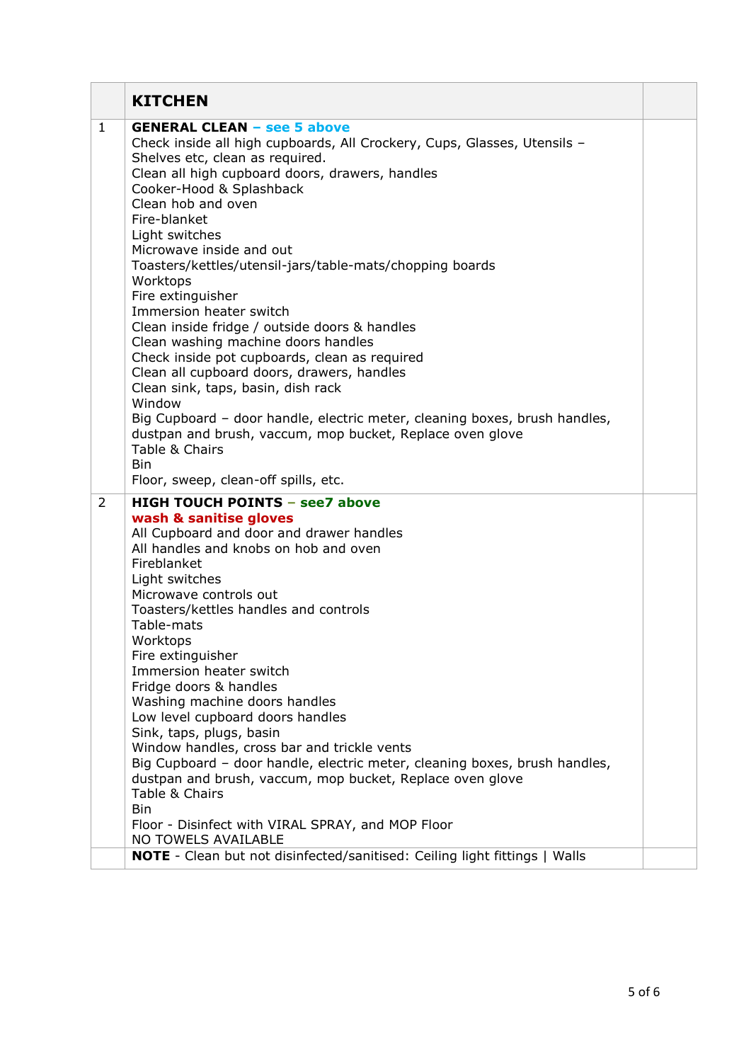|  | **KITCHEN** |  |
|---|---|---|
| 1 | **GENERAL CLEAN – see 5 above**<br>Check inside all high cupboards, All Crockery, Cups, Glasses, Utensils – Shelves etc, clean as required.<br>Clean all high cupboard doors, drawers, handles<br>Cooker-Hood & Splashback<br>Clean hob and oven<br>Fire-blanket<br>Light switches<br>Microwave inside and out<br>Toasters/kettles/utensil-jars/table-mats/chopping boards<br>Worktops<br>Fire extinguisher<br>Immersion heater switch<br>Clean inside fridge / outside doors & handles<br>Clean washing machine doors handles<br>Check inside pot cupboards, clean as required<br>Clean all cupboard doors, drawers, handles<br>Clean sink, taps, basin, dish rack<br>Window<br>Big Cupboard – door handle, electric meter, cleaning boxes, brush handles, dustpan and brush, vaccum, mop bucket, Replace oven glove<br>Table & Chairs<br>Bin<br>Floor, sweep, clean-off spills, etc. |  |
| 2 | **HIGH TOUCH POINTS – see7 above**<br>**wash & sanitise gloves**<br>All Cupboard and door and drawer handles<br>All handles and knobs on hob and oven<br>Fireblanket<br>Light switches<br>Microwave controls out<br>Toasters/kettles handles and controls<br>Table-mats<br>Worktops<br>Fire extinguisher<br>Immersion heater switch<br>Fridge doors & handles<br>Washing machine doors handles<br>Low level cupboard doors handles<br>Sink, taps, plugs, basin<br>Window handles, cross bar and trickle vents<br>Big Cupboard – door handle, electric meter, cleaning boxes, brush handles, dustpan and brush, vaccum, mop bucket, Replace oven glove<br>Table & Chairs<br>Bin<br>Floor - Disinfect with VIRAL SPRAY, and MOP Floor<br>NO TOWELS AVAILABLE |  |
|  | **NOTE** - Clean but not disinfected/sanitised: Ceiling light fittings \| Walls |  |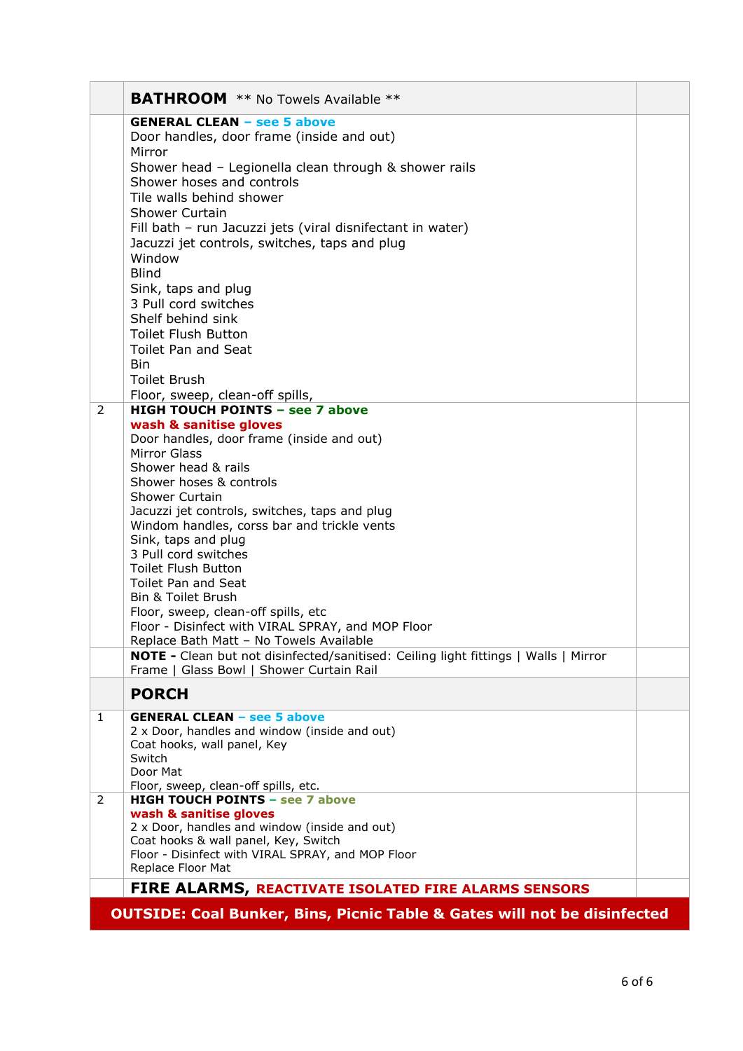| | | |
|---|---|---|
| | **BATHROOM** ** No Towels Available ** | |
| | **GENERAL CLEAN – see 5 above**<br>Door handles, door frame (inside and out)<br>Mirror<br>Shower head – Legionella clean through & shower rails<br>Shower hoses and controls<br>Tile walls behind shower<br>Shower Curtain<br>Fill bath – run Jacuzzi jets (viral disnifectant in water)<br>Jacuzzi jet controls, switches, taps and plug<br>Window<br>Blind<br>Sink, taps and plug<br>3 Pull cord switches<br>Shelf behind sink<br>Toilet Flush Button<br>Toilet Pan and Seat<br>Bin<br>Toilet Brush<br>Floor, sweep, clean-off spills, | |
| 2 | **HIGH TOUCH POINTS – see 7 above**<br>**wash & sanitise gloves**<br>Door handles, door frame (inside and out)<br>Mirror Glass<br>Shower head & rails<br>Shower hoses & controls<br>Shower Curtain<br>Jacuzzi jet controls, switches, taps and plug<br>Windom handles, corss bar and trickle vents<br>Sink, taps and plug<br>3 Pull cord switches<br>Toilet Flush Button<br>Toilet Pan and Seat<br>Bin & Toilet Brush<br>Floor, sweep, clean-off spills, etc<br>Floor - Disinfect with VIRAL SPRAY, and MOP Floor<br>Replace Bath Matt – No Towels Available | |
| | **NOTE -** Clean but not disinfected/sanitised: Ceiling light fittings \| Walls \| Mirror Frame \| Glass Bowl \| Shower Curtain Rail | |
| | **PORCH** | |
| 1 | **GENERAL CLEAN – see 5 above**<br>2 x Door, handles and window (inside and out)<br>Coat hooks, wall panel, Key<br>Switch<br>Door Mat<br>Floor, sweep, clean-off spills, etc. | |
| 2 | **HIGH TOUCH POINTS – see 7 above**<br>**wash & sanitise gloves**<br>2 x Door, handles and window (inside and out)<br>Coat hooks & wall panel, Key, Switch<br>Floor - Disinfect with VIRAL SPRAY, and MOP Floor<br>Replace Floor Mat | |
| | **FIRE ALARMS, REACTIVATE ISOLATED FIRE ALARMS SENSORS** | |
| | **OUTSIDE: Coal Bunker, Bins, Picnic Table & Gates will not be disinfected** | |